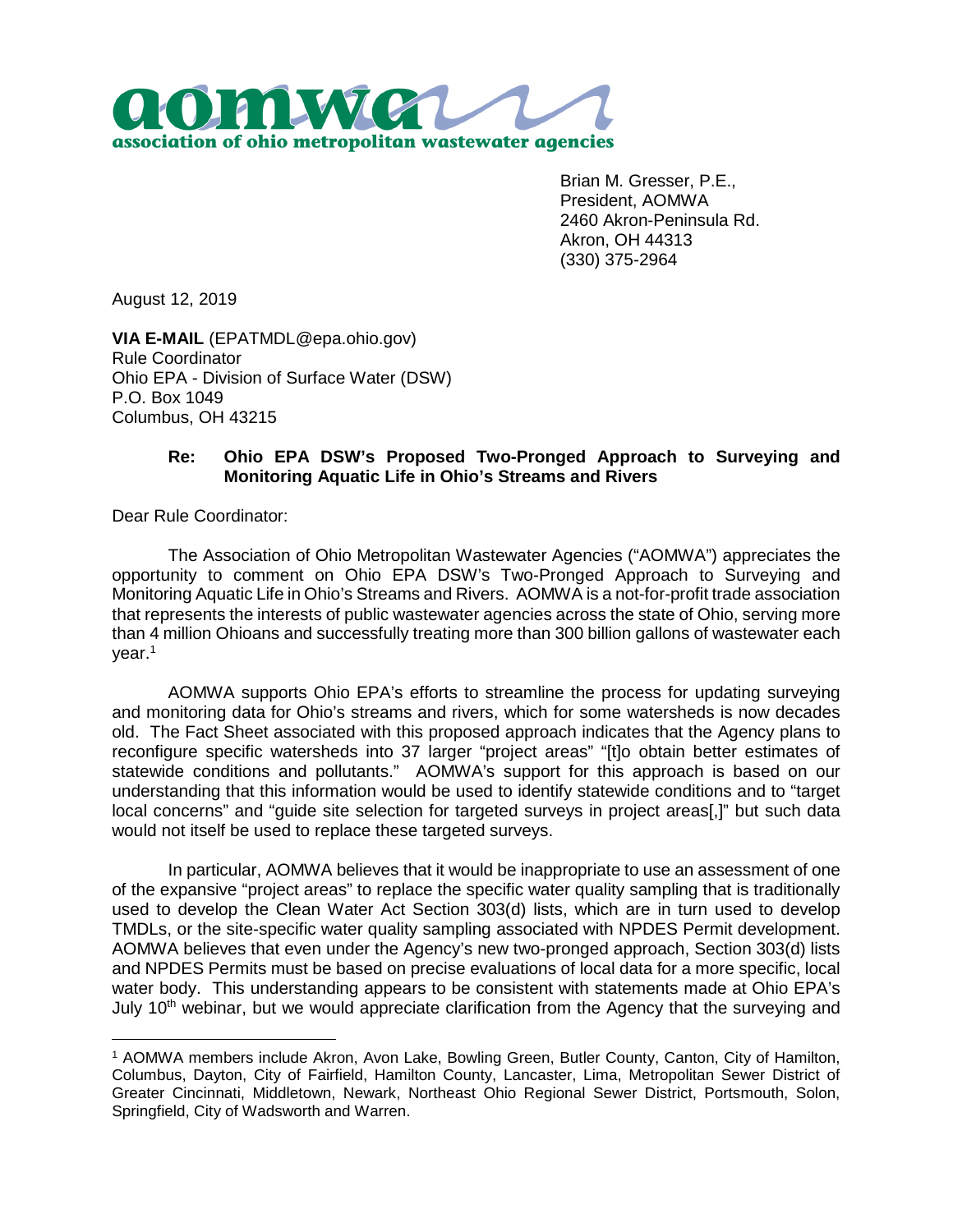**aomwa**
**association of ohio metropolitan wastewater agencies**

Brian M. Gresser, P.E.,
President, AOMWA
2460 Akron-Peninsula Rd.
Akron, OH 44313
(330) 375-2964

August 12, 2019

**VIA E-MAIL** (EPATMDL@epa.ohio.gov)
Rule Coordinator
Ohio EPA - Division of Surface Water (DSW)
P.O. Box 1049
Columbus, OH 43215

**Re: Ohio EPA DSW's Proposed Two-Pronged Approach to Surveying and Monitoring Aquatic Life in Ohio's Streams and Rivers**

Dear Rule Coordinator:

The Association of Ohio Metropolitan Wastewater Agencies ("AOMWA") appreciates the opportunity to comment on Ohio EPA DSW's Two-Pronged Approach to Surveying and Monitoring Aquatic Life in Ohio's Streams and Rivers. AOMWA is a not-for-profit trade association that represents the interests of public wastewater agencies across the state of Ohio, serving more than 4 million Ohioans and successfully treating more than 300 billion gallons of wastewater each year.[1]

AOMWA supports Ohio EPA's efforts to streamline the process for updating surveying and monitoring data for Ohio's streams and rivers, which for some watersheds is now decades old. The Fact Sheet associated with this proposed approach indicates that the Agency plans to reconfigure specific watersheds into 37 larger "project areas" "[t]o obtain better estimates of statewide conditions and pollutants." AOMWA's support for this approach is based on our understanding that this information would be used to identify statewide conditions and to "target local concerns" and "guide site selection for targeted surveys in project areas[,]" but such data would not itself be used to replace these targeted surveys.

In particular, AOMWA believes that it would be inappropriate to use an assessment of one of the expansive "project areas" to replace the specific water quality sampling that is traditionally used to develop the Clean Water Act Section 303(d) lists, which are in turn used to develop TMDLs, or the site-specific water quality sampling associated with NPDES Permit development. AOMWA believes that even under the Agency's new two-pronged approach, Section 303(d) lists and NPDES Permits must be based on precise evaluations of local data for a more specific, local water body. This understanding appears to be consistent with statements made at Ohio EPA's July 10th webinar, but we would appreciate clarification from the Agency that the surveying and

[1] AOMWA members include Akron, Avon Lake, Bowling Green, Butler County, Canton, City of Hamilton, Columbus, Dayton, City of Fairfield, Hamilton County, Lancaster, Lima, Metropolitan Sewer District of Greater Cincinnati, Middletown, Newark, Northeast Ohio Regional Sewer District, Portsmouth, Solon, Springfield, City of Wadsworth and Warren.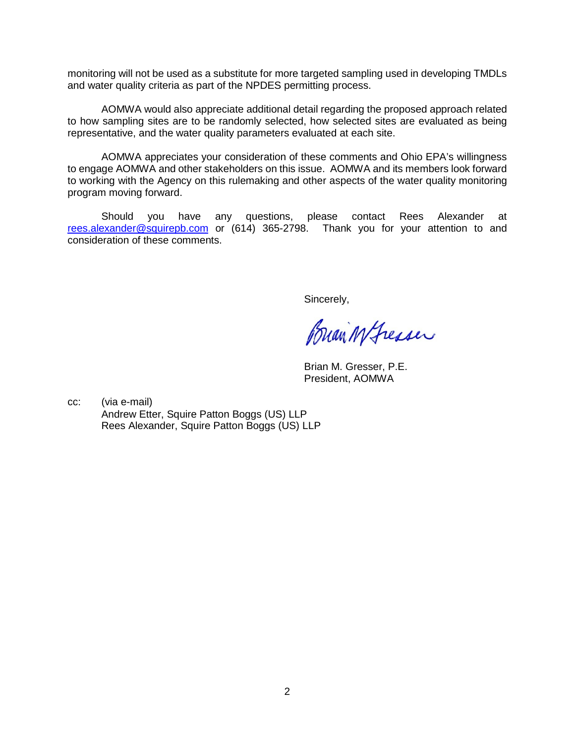monitoring will not be used as a substitute for more targeted sampling used in developing TMDLs and water quality criteria as part of the NPDES permitting process.

AOMWA would also appreciate additional detail regarding the proposed approach related to how sampling sites are to be randomly selected, how selected sites are evaluated as being representative, and the water quality parameters evaluated at each site.

AOMWA appreciates your consideration of these comments and Ohio EPA's willingness to engage AOMWA and other stakeholders on this issue. AOMWA and its members look forward to working with the Agency on this rulemaking and other aspects of the water quality monitoring program moving forward.

Should you have any questions, please contact Rees Alexander at rees.alexander@squirepb.com or (614) 365-2798. Thank you for your attention to and consideration of these comments.

Sincerely,

Brian M. Gresser, P.E.
President, AOMWA

cc: (via e-mail)
Andrew Etter, Squire Patton Boggs (US) LLP
Rees Alexander, Squire Patton Boggs (US) LLP